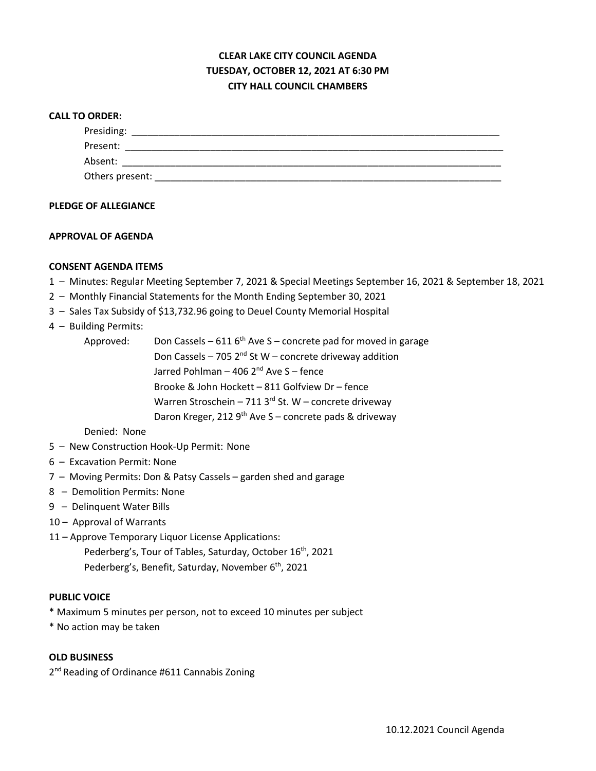# CLEAR LAKE CITY COUNCIL AGENDA
## TUESDAY, OCTOBER 12, 2021 AT 6:30 PM
## CITY HALL COUNCIL CHAMBERS

**CALL TO ORDER:**

Presiding: ______________________________________________

Present: ______________________________________________

Absent: ______________________________________________

Others present: ______________________________________________

**PLEDGE OF ALLEGIANCE**

**APPROVAL OF AGENDA**

**CONSENT AGENDA ITEMS**

1 – Minutes: Regular Meeting September 7, 2021 & Special Meetings September 16, 2021 & September 18, 2021

2 – Monthly Financial Statements for the Month Ending September 30, 2021

3 – Sales Tax Subsidy of $13,732.96 going to Deuel County Memorial Hospital

4 – Building Permits:

Approved:
- Don Cassels – 611 6th Ave S – concrete pad for moved in garage
- Don Cassels – 705 2nd St W – concrete driveway addition
- Jarred Pohlman – 406 2nd Ave S – fence
- Brooke & John Hockett – 811 Golfview Dr – fence
- Warren Stroschein – 711 3rd St. W – concrete driveway
- Daron Kreger, 212 9th Ave S – concrete pads & driveway

Denied: None

5 – New Construction Hook-Up Permit: None

6 – Excavation Permit: None

7 – Moving Permits: Don & Patsy Cassels – garden shed and garage

8 – Demolition Permits: None

9 – Delinquent Water Bills

10 – Approval of Warrants

11 – Approve Temporary Liquor License Applications:

- Pederberg's, Tour of Tables, Saturday, October 16th, 2021
- Pederberg's, Benefit, Saturday, November 6th, 2021

**PUBLIC VOICE**

* Maximum 5 minutes per person, not to exceed 10 minutes per subject
* No action may be taken

**OLD BUSINESS**

2nd Reading of Ordinance #611 Cannabis Zoning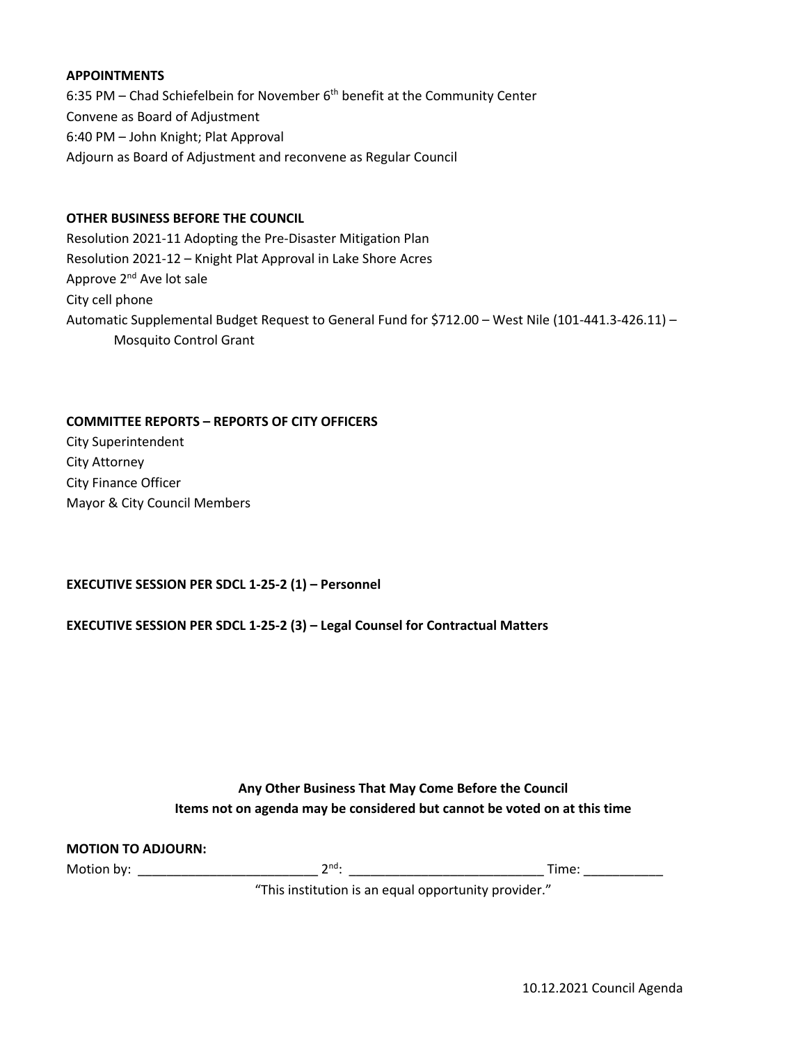**APPOINTMENTS**

6:35 PM – Chad Schiefelbein for November 6th benefit at the Community Center

Convene as Board of Adjustment

6:40 PM – John Knight; Plat Approval

Adjourn as Board of Adjustment and reconvene as Regular Council

**OTHER BUSINESS BEFORE THE COUNCIL**

Resolution 2021-11 Adopting the Pre-Disaster Mitigation Plan

Resolution 2021-12 – Knight Plat Approval in Lake Shore Acres

Approve 2nd Ave lot sale

City cell phone

Automatic Supplemental Budget Request to General Fund for $712.00 – West Nile (101-441.3-426.11) – Mosquito Control Grant

**COMMITTEE REPORTS – REPORTS OF CITY OFFICERS**

City Superintendent

City Attorney

City Finance Officer

Mayor & City Council Members

**EXECUTIVE SESSION PER SDCL 1-25-2 (1) – Personnel**

**EXECUTIVE SESSION PER SDCL 1-25-2 (3) – Legal Counsel for Contractual Matters**

**Any Other Business That May Come Before the Council**
**Items not on agenda may be considered but cannot be voted on at this time**

**MOTION TO ADJOURN:**

Motion by: ________________________ 2nd: __________________________ Time: ___________

"This institution is an equal opportunity provider."

10.12.2021 Council Agenda